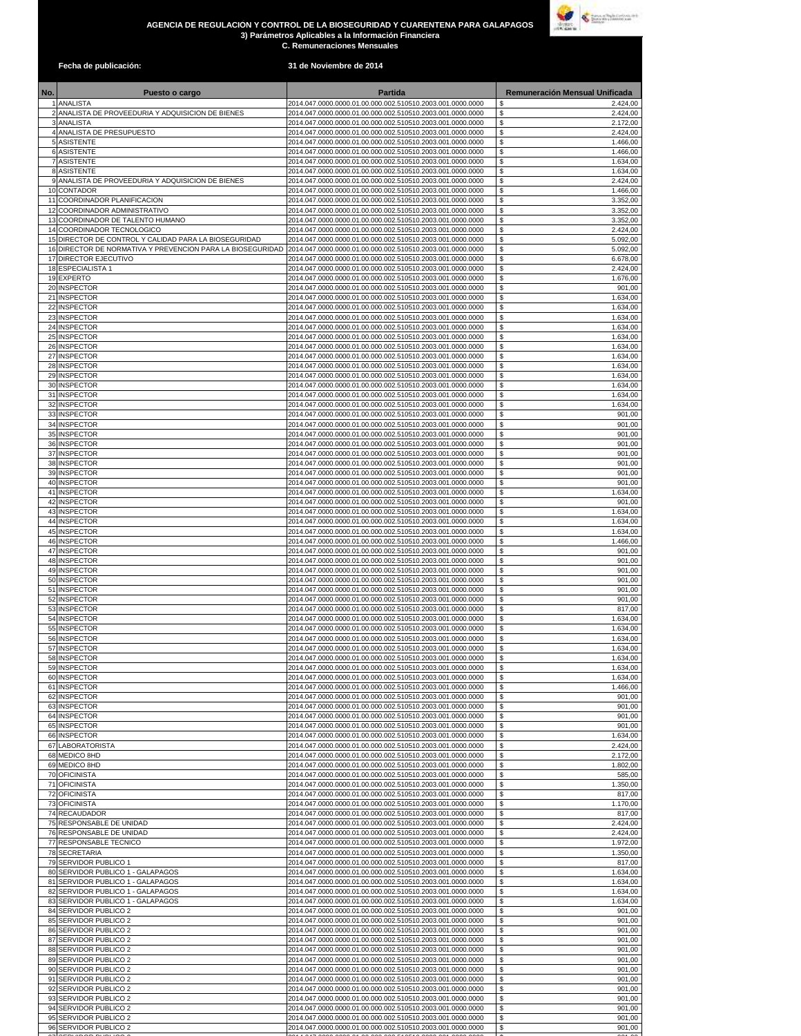# AGENCIA DE REGULACION Y CONTROL DE LA BIOSEGURIDAD Y CUARENTENA PARA GALAPAGOS

## 3) Parámetros Aplicables a la Información Financiera

### C. Remuneraciones Mensuales

**Fecha de publicación:** **31 de Noviembre de 2014**

| No. | Puesto o cargo | Partida | Remuneración Mensual Unificada |
|---|---|---|---|
| 1 | ANALISTA | 2014.047.0000.0000.01.00.000.002.510510.2003.001.0000.0000 | $ 2.424,00 |
| 2 | ANALISTA DE PROVEEDURIA Y ADQUISICION DE BIENES | 2014.047.0000.0000.01.00.000.002.510510.2003.001.0000.0000 | $ 2.424,00 |
| 3 | ANALISTA | 2014.047.0000.0000.01.00.000.002.510510.2003.001.0000.0000 | $ 2.172,00 |
| 4 | ANALISTA DE PRESUPUESTO | 2014.047.0000.0000.01.00.000.002.510510.2003.001.0000.0000 | $ 2.424,00 |
| 5 | ASISTENTE | 2014.047.0000.0000.01.00.000.002.510510.2003.001.0000.0000 | $ 1.466,00 |
| 6 | ASISTENTE | 2014.047.0000.0000.01.00.000.002.510510.2003.001.0000.0000 | $ 1.466,00 |
| 7 | ASISTENTE | 2014.047.0000.0000.01.00.000.002.510510.2003.001.0000.0000 | $ 1.634,00 |
| 8 | ASISTENTE | 2014.047.0000.0000.01.00.000.002.510510.2003.001.0000.0000 | $ 1.634,00 |
| 9 | ANALISTA DE PROVEEDURIA Y ADQUISICION DE BIENES | 2014.047.0000.0000.01.00.000.002.510510.2003.001.0000.0000 | $ 2.424,00 |
| 10 | CONTADOR | 2014.047.0000.0000.01.00.000.002.510510.2003.001.0000.0000 | $ 1.466,00 |
| 11 | COORDINADOR PLANIFICACION | 2014.047.0000.0000.01.00.000.002.510510.2003.001.0000.0000 | $ 3.352,00 |
| 12 | COORDINADOR ADMINISTRATIVO | 2014.047.0000.0000.01.00.000.002.510510.2003.001.0000.0000 | $ 3.352,00 |
| 13 | COORDINADOR DE TALENTO HUMANO | 2014.047.0000.0000.01.00.000.002.510510.2003.001.0000.0000 | $ 3.352,00 |
| 14 | COORDINADOR TECNOLOGICO | 2014.047.0000.0000.01.00.000.002.510510.2003.001.0000.0000 | $ 2.424,00 |
| 15 | DIRECTOR DE CONTROL Y CALIDAD PARA LA BIOSEGURIDAD | 2014.047.0000.0000.01.00.000.002.510510.2003.001.0000.0000 | $ 5.092,00 |
| 16 | DIRECTOR DE NORMATIVA Y PREVENCION PARA LA BIOSEGURIDAD | 2014.047.0000.0000.01.00.000.002.510510.2003.001.0000.0000 | $ 5.092,00 |
| 17 | DIRECTOR EJECUTIVO | 2014.047.0000.0000.01.00.000.002.510510.2003.001.0000.0000 | $ 6.678,00 |
| 18 | ESPECIALISTA 1 | 2014.047.0000.0000.01.00.000.002.510510.2003.001.0000.0000 | $ 2.424,00 |
| 19 | EXPERTO | 2014.047.0000.0000.01.00.000.002.510510.2003.001.0000.0000 | $ 1.676,00 |
| 20 | INSPECTOR | 2014.047.0000.0000.01.00.000.002.510510.2003.001.0000.0000 | $ 901,00 |
| 21 | INSPECTOR | 2014.047.0000.0000.01.00.000.002.510510.2003.001.0000.0000 | $ 1.634,00 |
| 22 | INSPECTOR | 2014.047.0000.0000.01.00.000.002.510510.2003.001.0000.0000 | $ 1.634,00 |
| 23 | INSPECTOR | 2014.047.0000.0000.01.00.000.002.510510.2003.001.0000.0000 | $ 1.634,00 |
| 24 | INSPECTOR | 2014.047.0000.0000.01.00.000.002.510510.2003.001.0000.0000 | $ 1.634,00 |
| 25 | INSPECTOR | 2014.047.0000.0000.01.00.000.002.510510.2003.001.0000.0000 | $ 1.634,00 |
| 26 | INSPECTOR | 2014.047.0000.0000.01.00.000.002.510510.2003.001.0000.0000 | $ 1.634,00 |
| 27 | INSPECTOR | 2014.047.0000.0000.01.00.000.002.510510.2003.001.0000.0000 | $ 1.634,00 |
| 28 | INSPECTOR | 2014.047.0000.0000.01.00.000.002.510510.2003.001.0000.0000 | $ 1.634,00 |
| 29 | INSPECTOR | 2014.047.0000.0000.01.00.000.002.510510.2003.001.0000.0000 | $ 1.634,00 |
| 30 | INSPECTOR | 2014.047.0000.0000.01.00.000.002.510510.2003.001.0000.0000 | $ 1.634,00 |
| 31 | INSPECTOR | 2014.047.0000.0000.01.00.000.002.510510.2003.001.0000.0000 | $ 1.634,00 |
| 32 | INSPECTOR | 2014.047.0000.0000.01.00.000.002.510510.2003.001.0000.0000 | $ 1.634,00 |
| 33 | INSPECTOR | 2014.047.0000.0000.01.00.000.002.510510.2003.001.0000.0000 | $ 901,00 |
| 34 | INSPECTOR | 2014.047.0000.0000.01.00.000.002.510510.2003.001.0000.0000 | $ 901,00 |
| 35 | INSPECTOR | 2014.047.0000.0000.01.00.000.002.510510.2003.001.0000.0000 | $ 901,00 |
| 36 | INSPECTOR | 2014.047.0000.0000.01.00.000.002.510510.2003.001.0000.0000 | $ 901,00 |
| 37 | INSPECTOR | 2014.047.0000.0000.01.00.000.002.510510.2003.001.0000.0000 | $ 901,00 |
| 38 | INSPECTOR | 2014.047.0000.0000.01.00.000.002.510510.2003.001.0000.0000 | $ 901,00 |
| 39 | INSPECTOR | 2014.047.0000.0000.01.00.000.002.510510.2003.001.0000.0000 | $ 901,00 |
| 40 | INSPECTOR | 2014.047.0000.0000.01.00.000.002.510510.2003.001.0000.0000 | $ 901,00 |
| 41 | INSPECTOR | 2014.047.0000.0000.01.00.000.002.510510.2003.001.0000.0000 | $ 1.634,00 |
| 42 | INSPECTOR | 2014.047.0000.0000.01.00.000.002.510510.2003.001.0000.0000 | $ 901,00 |
| 43 | INSPECTOR | 2014.047.0000.0000.01.00.000.002.510510.2003.001.0000.0000 | $ 1.634,00 |
| 44 | INSPECTOR | 2014.047.0000.0000.01.00.000.002.510510.2003.001.0000.0000 | $ 1.634,00 |
| 45 | INSPECTOR | 2014.047.0000.0000.01.00.000.002.510510.2003.001.0000.0000 | $ 1.634,00 |
| 46 | INSPECTOR | 2014.047.0000.0000.01.00.000.002.510510.2003.001.0000.0000 | $ 1.466,00 |
| 47 | INSPECTOR | 2014.047.0000.0000.01.00.000.002.510510.2003.001.0000.0000 | $ 901,00 |
| 48 | INSPECTOR | 2014.047.0000.0000.01.00.000.002.510510.2003.001.0000.0000 | $ 901,00 |
| 49 | INSPECTOR | 2014.047.0000.0000.01.00.000.002.510510.2003.001.0000.0000 | $ 901,00 |
| 50 | INSPECTOR | 2014.047.0000.0000.01.00.000.002.510510.2003.001.0000.0000 | $ 901,00 |
| 51 | INSPECTOR | 2014.047.0000.0000.01.00.000.002.510510.2003.001.0000.0000 | $ 901,00 |
| 52 | INSPECTOR | 2014.047.0000.0000.01.00.000.002.510510.2003.001.0000.0000 | $ 901,00 |
| 53 | INSPECTOR | 2014.047.0000.0000.01.00.000.002.510510.2003.001.0000.0000 | $ 817,00 |
| 54 | INSPECTOR | 2014.047.0000.0000.01.00.000.002.510510.2003.001.0000.0000 | $ 1.634,00 |
| 55 | INSPECTOR | 2014.047.0000.0000.01.00.000.002.510510.2003.001.0000.0000 | $ 1.634,00 |
| 56 | INSPECTOR | 2014.047.0000.0000.01.00.000.002.510510.2003.001.0000.0000 | $ 1.634,00 |
| 57 | INSPECTOR | 2014.047.0000.0000.01.00.000.002.510510.2003.001.0000.0000 | $ 1.634,00 |
| 58 | INSPECTOR | 2014.047.0000.0000.01.00.000.002.510510.2003.001.0000.0000 | $ 1.634,00 |
| 59 | INSPECTOR | 2014.047.0000.0000.01.00.000.002.510510.2003.001.0000.0000 | $ 1.634,00 |
| 60 | INSPECTOR | 2014.047.0000.0000.01.00.000.002.510510.2003.001.0000.0000 | $ 1.634,00 |
| 61 | INSPECTOR | 2014.047.0000.0000.01.00.000.002.510510.2003.001.0000.0000 | $ 1.466,00 |
| 62 | INSPECTOR | 2014.047.0000.0000.01.00.000.002.510510.2003.001.0000.0000 | $ 901,00 |
| 63 | INSPECTOR | 2014.047.0000.0000.01.00.000.002.510510.2003.001.0000.0000 | $ 901,00 |
| 64 | INSPECTOR | 2014.047.0000.0000.01.00.000.002.510510.2003.001.0000.0000 | $ 901,00 |
| 65 | INSPECTOR | 2014.047.0000.0000.01.00.000.002.510510.2003.001.0000.0000 | $ 901,00 |
| 66 | INSPECTOR | 2014.047.0000.0000.01.00.000.002.510510.2003.001.0000.0000 | $ 1.634,00 |
| 67 | LABORATORISTA | 2014.047.0000.0000.01.00.000.002.510510.2003.001.0000.0000 | $ 2.424,00 |
| 68 | MEDICO 8HD | 2014.047.0000.0000.01.00.000.002.510510.2003.001.0000.0000 | $ 2.172,00 |
| 69 | MEDICO 8HD | 2014.047.0000.0000.01.00.000.002.510510.2003.001.0000.0000 | $ 1.802,00 |
| 70 | OFICINISTA | 2014.047.0000.0000.01.00.000.002.510510.2003.001.0000.0000 | $ 585,00 |
| 71 | OFICINISTA | 2014.047.0000.0000.01.00.000.002.510510.2003.001.0000.0000 | $ 1.350,00 |
| 72 | OFICINISTA | 2014.047.0000.0000.01.00.000.002.510510.2003.001.0000.0000 | $ 817,00 |
| 73 | OFICINISTA | 2014.047.0000.0000.01.00.000.002.510510.2003.001.0000.0000 | $ 1.170,00 |
| 74 | RECAUDADOR | 2014.047.0000.0000.01.00.000.002.510510.2003.001.0000.0000 | $ 817,00 |
| 75 | RESPONSABLE DE UNIDAD | 2014.047.0000.0000.01.00.000.002.510510.2003.001.0000.0000 | $ 2.424,00 |
| 76 | RESPONSABLE DE UNIDAD | 2014.047.0000.0000.01.00.000.002.510510.2003.001.0000.0000 | $ 2.424,00 |
| 77 | RESPONSABLE TECNICO | 2014.047.0000.0000.01.00.000.002.510510.2003.001.0000.0000 | $ 1.972,00 |
| 78 | SECRETARIA | 2014.047.0000.0000.01.00.000.002.510510.2003.001.0000.0000 | $ 1.350,00 |
| 79 | SERVIDOR PUBLICO 1 | 2014.047.0000.0000.01.00.000.002.510510.2003.001.0000.0000 | $ 817,00 |
| 80 | SERVIDOR PUBLICO 1 - GALAPAGOS | 2014.047.0000.0000.01.00.000.002.510510.2003.001.0000.0000 | $ 1.634,00 |
| 81 | SERVIDOR PUBLICO 1 - GALAPAGOS | 2014.047.0000.0000.01.00.000.002.510510.2003.001.0000.0000 | $ 1.634,00 |
| 82 | SERVIDOR PUBLICO 1 - GALAPAGOS | 2014.047.0000.0000.01.00.000.002.510510.2003.001.0000.0000 | $ 1.634,00 |
| 83 | SERVIDOR PUBLICO 1 - GALAPAGOS | 2014.047.0000.0000.01.00.000.002.510510.2003.001.0000.0000 | $ 1.634,00 |
| 84 | SERVIDOR PUBLICO 2 | 2014.047.0000.0000.01.00.000.002.510510.2003.001.0000.0000 | $ 901,00 |
| 85 | SERVIDOR PUBLICO 2 | 2014.047.0000.0000.01.00.000.002.510510.2003.001.0000.0000 | $ 901,00 |
| 86 | SERVIDOR PUBLICO 2 | 2014.047.0000.0000.01.00.000.002.510510.2003.001.0000.0000 | $ 901,00 |
| 87 | SERVIDOR PUBLICO 2 | 2014.047.0000.0000.01.00.000.002.510510.2003.001.0000.0000 | $ 901,00 |
| 88 | SERVIDOR PUBLICO 2 | 2014.047.0000.0000.01.00.000.002.510510.2003.001.0000.0000 | $ 901,00 |
| 89 | SERVIDOR PUBLICO 2 | 2014.047.0000.0000.01.00.000.002.510510.2003.001.0000.0000 | $ 901,00 |
| 90 | SERVIDOR PUBLICO 2 | 2014.047.0000.0000.01.00.000.002.510510.2003.001.0000.0000 | $ 901,00 |
| 91 | SERVIDOR PUBLICO 2 | 2014.047.0000.0000.01.00.000.002.510510.2003.001.0000.0000 | $ 901,00 |
| 92 | SERVIDOR PUBLICO 2 | 2014.047.0000.0000.01.00.000.002.510510.2003.001.0000.0000 | $ 901,00 |
| 93 | SERVIDOR PUBLICO 2 | 2014.047.0000.0000.01.00.000.002.510510.2003.001.0000.0000 | $ 901,00 |
| 94 | SERVIDOR PUBLICO 2 | 2014.047.0000.0000.01.00.000.002.510510.2003.001.0000.0000 | $ 901,00 |
| 95 | SERVIDOR PUBLICO 2 | 2014.047.0000.0000.01.00.000.002.510510.2003.001.0000.0000 | $ 901,00 |
| 96 | SERVIDOR PUBLICO 2 | 2014.047.0000.0000.01.00.000.002.510510.2003.001.0000.0000 | $ 901,00 |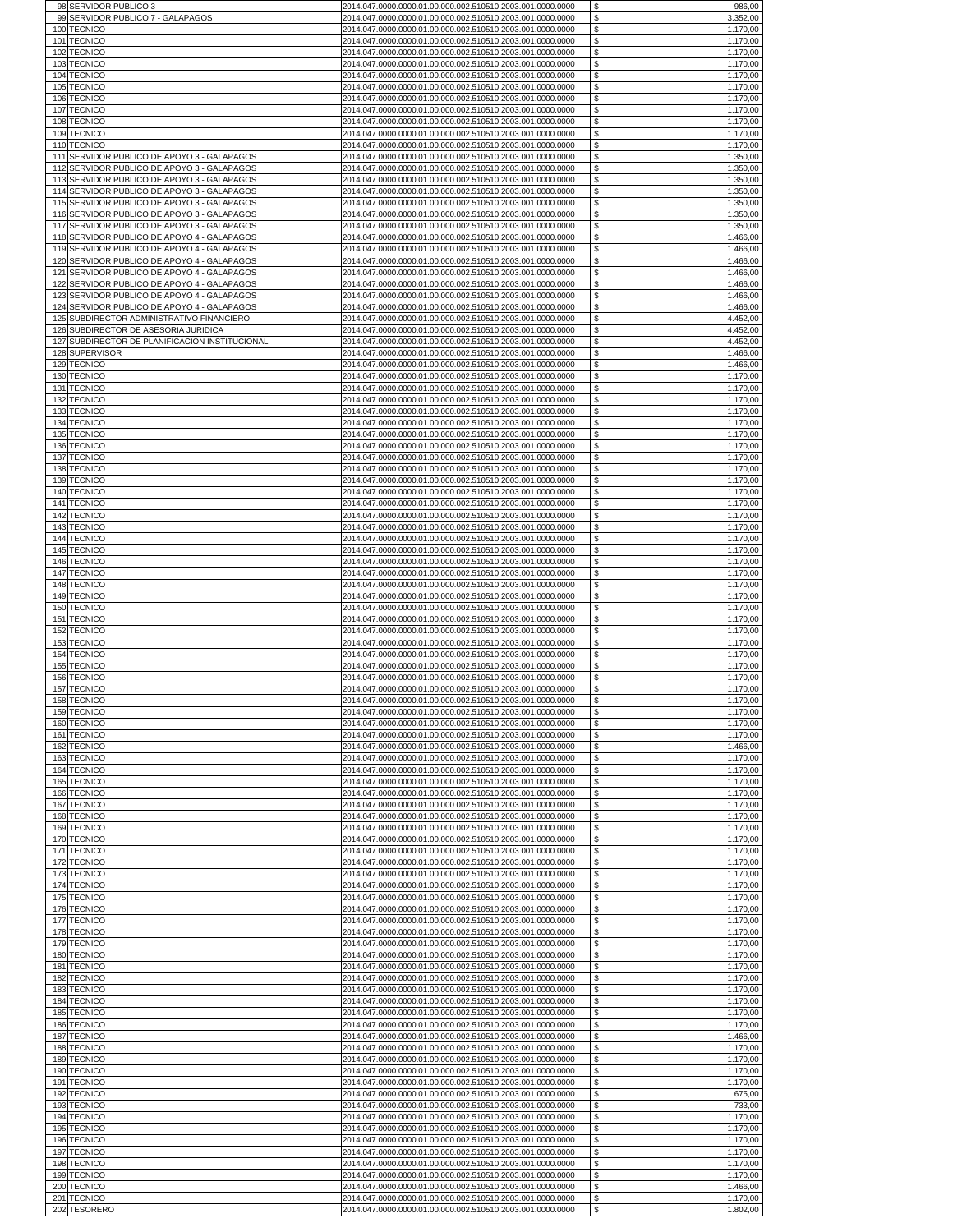| | | | | |
|---|---|---|---|---|
| 98 | SERVIDOR PUBLICO 3 | 2014.047.0000.0000.01.00.000.002.510510.2003.001.0000.0000 | $ | 986,00 |
| 99 | SERVIDOR PUBLICO 7 - GALAPAGOS | 2014.047.0000.0000.01.00.000.002.510510.2003.001.0000.0000 | $ | 3.352,00 |
| 100 | TECNICO | 2014.047.0000.0000.01.00.000.002.510510.2003.001.0000.0000 | $ | 1.170,00 |
| 101 | TECNICO | 2014.047.0000.0000.01.00.000.002.510510.2003.001.0000.0000 | $ | 1.170,00 |
| 102 | TECNICO | 2014.047.0000.0000.01.00.000.002.510510.2003.001.0000.0000 | $ | 1.170,00 |
| 103 | TECNICO | 2014.047.0000.0000.01.00.000.002.510510.2003.001.0000.0000 | $ | 1.170,00 |
| 104 | TECNICO | 2014.047.0000.0000.01.00.000.002.510510.2003.001.0000.0000 | $ | 1.170,00 |
| 105 | TECNICO | 2014.047.0000.0000.01.00.000.002.510510.2003.001.0000.0000 | $ | 1.170,00 |
| 106 | TECNICO | 2014.047.0000.0000.01.00.000.002.510510.2003.001.0000.0000 | $ | 1.170,00 |
| 107 | TECNICO | 2014.047.0000.0000.01.00.000.002.510510.2003.001.0000.0000 | $ | 1.170,00 |
| 108 | TECNICO | 2014.047.0000.0000.01.00.000.002.510510.2003.001.0000.0000 | $ | 1.170,00 |
| 109 | TECNICO | 2014.047.0000.0000.01.00.000.002.510510.2003.001.0000.0000 | $ | 1.170,00 |
| 110 | TECNICO | 2014.047.0000.0000.01.00.000.002.510510.2003.001.0000.0000 | $ | 1.170,00 |
| 111 | SERVIDOR PUBLICO DE APOYO 3 - GALAPAGOS | 2014.047.0000.0000.01.00.000.002.510510.2003.001.0000.0000 | $ | 1.350,00 |
| 112 | SERVIDOR PUBLICO DE APOYO 3 - GALAPAGOS | 2014.047.0000.0000.01.00.000.002.510510.2003.001.0000.0000 | $ | 1.350,00 |
| 113 | SERVIDOR PUBLICO DE APOYO 3 - GALAPAGOS | 2014.047.0000.0000.01.00.000.002.510510.2003.001.0000.0000 | $ | 1.350,00 |
| 114 | SERVIDOR PUBLICO DE APOYO 3 - GALAPAGOS | 2014.047.0000.0000.01.00.000.002.510510.2003.001.0000.0000 | $ | 1.350,00 |
| 115 | SERVIDOR PUBLICO DE APOYO 3 - GALAPAGOS | 2014.047.0000.0000.01.00.000.002.510510.2003.001.0000.0000 | $ | 1.350,00 |
| 116 | SERVIDOR PUBLICO DE APOYO 3 - GALAPAGOS | 2014.047.0000.0000.01.00.000.002.510510.2003.001.0000.0000 | $ | 1.350,00 |
| 117 | SERVIDOR PUBLICO DE APOYO 3 - GALAPAGOS | 2014.047.0000.0000.01.00.000.002.510510.2003.001.0000.0000 | $ | 1.350,00 |
| 118 | SERVIDOR PUBLICO DE APOYO 4 - GALAPAGOS | 2014.047.0000.0000.01.00.000.002.510510.2003.001.0000.0000 | $ | 1.466,00 |
| 119 | SERVIDOR PUBLICO DE APOYO 4 - GALAPAGOS | 2014.047.0000.0000.01.00.000.002.510510.2003.001.0000.0000 | $ | 1.466,00 |
| 120 | SERVIDOR PUBLICO DE APOYO 4 - GALAPAGOS | 2014.047.0000.0000.01.00.000.002.510510.2003.001.0000.0000 | $ | 1.466,00 |
| 121 | SERVIDOR PUBLICO DE APOYO 4 - GALAPAGOS | 2014.047.0000.0000.01.00.000.002.510510.2003.001.0000.0000 | $ | 1.466,00 |
| 122 | SERVIDOR PUBLICO DE APOYO 4 - GALAPAGOS | 2014.047.0000.0000.01.00.000.002.510510.2003.001.0000.0000 | $ | 1.466,00 |
| 123 | SERVIDOR PUBLICO DE APOYO 4 - GALAPAGOS | 2014.047.0000.0000.01.00.000.002.510510.2003.001.0000.0000 | $ | 1.466,00 |
| 124 | SERVIDOR PUBLICO DE APOYO 4 - GALAPAGOS | 2014.047.0000.0000.01.00.000.002.510510.2003.001.0000.0000 | $ | 1.466,00 |
| 125 | SUBDIRECTOR ADMINISTRATIVO FINANCIERO | 2014.047.0000.0000.01.00.000.002.510510.2003.001.0000.0000 | $ | 4.452,00 |
| 126 | SUBDIRECTOR DE ASESORIA JURIDICA | 2014.047.0000.0000.01.00.000.002.510510.2003.001.0000.0000 | $ | 4.452,00 |
| 127 | SUBDIRECTOR DE PLANIFICACION INSTITUCIONAL | 2014.047.0000.0000.01.00.000.002.510510.2003.001.0000.0000 | $ | 4.452,00 |
| 128 | SUPERVISOR | 2014.047.0000.0000.01.00.000.002.510510.2003.001.0000.0000 | $ | 1.466,00 |
| 129 | TECNICO | 2014.047.0000.0000.01.00.000.002.510510.2003.001.0000.0000 | $ | 1.466,00 |
| 130 | TECNICO | 2014.047.0000.0000.01.00.000.002.510510.2003.001.0000.0000 | $ | 1.170,00 |
| 131 | TECNICO | 2014.047.0000.0000.01.00.000.002.510510.2003.001.0000.0000 | $ | 1.170,00 |
| 132 | TECNICO | 2014.047.0000.0000.01.00.000.002.510510.2003.001.0000.0000 | $ | 1.170,00 |
| 133 | TECNICO | 2014.047.0000.0000.01.00.000.002.510510.2003.001.0000.0000 | $ | 1.170,00 |
| 134 | TECNICO | 2014.047.0000.0000.01.00.000.002.510510.2003.001.0000.0000 | $ | 1.170,00 |
| 135 | TECNICO | 2014.047.0000.0000.01.00.000.002.510510.2003.001.0000.0000 | $ | 1.170,00 |
| 136 | TECNICO | 2014.047.0000.0000.01.00.000.002.510510.2003.001.0000.0000 | $ | 1.170,00 |
| 137 | TECNICO | 2014.047.0000.0000.01.00.000.002.510510.2003.001.0000.0000 | $ | 1.170,00 |
| 138 | TECNICO | 2014.047.0000.0000.01.00.000.002.510510.2003.001.0000.0000 | $ | 1.170,00 |
| 139 | TECNICO | 2014.047.0000.0000.01.00.000.002.510510.2003.001.0000.0000 | $ | 1.170,00 |
| 140 | TECNICO | 2014.047.0000.0000.01.00.000.002.510510.2003.001.0000.0000 | $ | 1.170,00 |
| 141 | TECNICO | 2014.047.0000.0000.01.00.000.002.510510.2003.001.0000.0000 | $ | 1.170,00 |
| 142 | TECNICO | 2014.047.0000.0000.01.00.000.002.510510.2003.001.0000.0000 | $ | 1.170,00 |
| 143 | TECNICO | 2014.047.0000.0000.01.00.000.002.510510.2003.001.0000.0000 | $ | 1.170,00 |
| 144 | TECNICO | 2014.047.0000.0000.01.00.000.002.510510.2003.001.0000.0000 | $ | 1.170,00 |
| 145 | TECNICO | 2014.047.0000.0000.01.00.000.002.510510.2003.001.0000.0000 | $ | 1.170,00 |
| 146 | TECNICO | 2014.047.0000.0000.01.00.000.002.510510.2003.001.0000.0000 | $ | 1.170,00 |
| 147 | TECNICO | 2014.047.0000.0000.01.00.000.002.510510.2003.001.0000.0000 | $ | 1.170,00 |
| 148 | TECNICO | 2014.047.0000.0000.01.00.000.002.510510.2003.001.0000.0000 | $ | 1.170,00 |
| 149 | TECNICO | 2014.047.0000.0000.01.00.000.002.510510.2003.001.0000.0000 | $ | 1.170,00 |
| 150 | TECNICO | 2014.047.0000.0000.01.00.000.002.510510.2003.001.0000.0000 | $ | 1.170,00 |
| 151 | TECNICO | 2014.047.0000.0000.01.00.000.002.510510.2003.001.0000.0000 | $ | 1.170,00 |
| 152 | TECNICO | 2014.047.0000.0000.01.00.000.002.510510.2003.001.0000.0000 | $ | 1.170,00 |
| 153 | TECNICO | 2014.047.0000.0000.01.00.000.002.510510.2003.001.0000.0000 | $ | 1.170,00 |
| 154 | TECNICO | 2014.047.0000.0000.01.00.000.002.510510.2003.001.0000.0000 | $ | 1.170,00 |
| 155 | TECNICO | 2014.047.0000.0000.01.00.000.002.510510.2003.001.0000.0000 | $ | 1.170,00 |
| 156 | TECNICO | 2014.047.0000.0000.01.00.000.002.510510.2003.001.0000.0000 | $ | 1.170,00 |
| 157 | TECNICO | 2014.047.0000.0000.01.00.000.002.510510.2003.001.0000.0000 | $ | 1.170,00 |
| 158 | TECNICO | 2014.047.0000.0000.01.00.000.002.510510.2003.001.0000.0000 | $ | 1.170,00 |
| 159 | TECNICO | 2014.047.0000.0000.01.00.000.002.510510.2003.001.0000.0000 | $ | 1.170,00 |
| 160 | TECNICO | 2014.047.0000.0000.01.00.000.002.510510.2003.001.0000.0000 | $ | 1.170,00 |
| 161 | TECNICO | 2014.047.0000.0000.01.00.000.002.510510.2003.001.0000.0000 | $ | 1.170,00 |
| 162 | TECNICO | 2014.047.0000.0000.01.00.000.002.510510.2003.001.0000.0000 | $ | 1.466,00 |
| 163 | TECNICO | 2014.047.0000.0000.01.00.000.002.510510.2003.001.0000.0000 | $ | 1.170,00 |
| 164 | TECNICO | 2014.047.0000.0000.01.00.000.002.510510.2003.001.0000.0000 | $ | 1.170,00 |
| 165 | TECNICO | 2014.047.0000.0000.01.00.000.002.510510.2003.001.0000.0000 | $ | 1.170,00 |
| 166 | TECNICO | 2014.047.0000.0000.01.00.000.002.510510.2003.001.0000.0000 | $ | 1.170,00 |
| 167 | TECNICO | 2014.047.0000.0000.01.00.000.002.510510.2003.001.0000.0000 | $ | 1.170,00 |
| 168 | TECNICO | 2014.047.0000.0000.01.00.000.002.510510.2003.001.0000.0000 | $ | 1.170,00 |
| 169 | TECNICO | 2014.047.0000.0000.01.00.000.002.510510.2003.001.0000.0000 | $ | 1.170,00 |
| 170 | TECNICO | 2014.047.0000.0000.01.00.000.002.510510.2003.001.0000.0000 | $ | 1.170,00 |
| 171 | TECNICO | 2014.047.0000.0000.01.00.000.002.510510.2003.001.0000.0000 | $ | 1.170,00 |
| 172 | TECNICO | 2014.047.0000.0000.01.00.000.002.510510.2003.001.0000.0000 | $ | 1.170,00 |
| 173 | TECNICO | 2014.047.0000.0000.01.00.000.002.510510.2003.001.0000.0000 | $ | 1.170,00 |
| 174 | TECNICO | 2014.047.0000.0000.01.00.000.002.510510.2003.001.0000.0000 | $ | 1.170,00 |
| 175 | TECNICO | 2014.047.0000.0000.01.00.000.002.510510.2003.001.0000.0000 | $ | 1.170,00 |
| 176 | TECNICO | 2014.047.0000.0000.01.00.000.002.510510.2003.001.0000.0000 | $ | 1.170,00 |
| 177 | TECNICO | 2014.047.0000.0000.01.00.000.002.510510.2003.001.0000.0000 | $ | 1.170,00 |
| 178 | TECNICO | 2014.047.0000.0000.01.00.000.002.510510.2003.001.0000.0000 | $ | 1.170,00 |
| 179 | TECNICO | 2014.047.0000.0000.01.00.000.002.510510.2003.001.0000.0000 | $ | 1.170,00 |
| 180 | TECNICO | 2014.047.0000.0000.01.00.000.002.510510.2003.001.0000.0000 | $ | 1.170,00 |
| 181 | TECNICO | 2014.047.0000.0000.01.00.000.002.510510.2003.001.0000.0000 | $ | 1.170,00 |
| 182 | TECNICO | 2014.047.0000.0000.01.00.000.002.510510.2003.001.0000.0000 | $ | 1.170,00 |
| 183 | TECNICO | 2014.047.0000.0000.01.00.000.002.510510.2003.001.0000.0000 | $ | 1.170,00 |
| 184 | TECNICO | 2014.047.0000.0000.01.00.000.002.510510.2003.001.0000.0000 | $ | 1.170,00 |
| 185 | TECNICO | 2014.047.0000.0000.01.00.000.002.510510.2003.001.0000.0000 | $ | 1.170,00 |
| 186 | TECNICO | 2014.047.0000.0000.01.00.000.002.510510.2003.001.0000.0000 | $ | 1.170,00 |
| 187 | TECNICO | 2014.047.0000.0000.01.00.000.002.510510.2003.001.0000.0000 | $ | 1.466,00 |
| 188 | TECNICO | 2014.047.0000.0000.01.00.000.002.510510.2003.001.0000.0000 | $ | 1.170,00 |
| 189 | TECNICO | 2014.047.0000.0000.01.00.000.002.510510.2003.001.0000.0000 | $ | 1.170,00 |
| 190 | TECNICO | 2014.047.0000.0000.01.00.000.002.510510.2003.001.0000.0000 | $ | 1.170,00 |
| 191 | TECNICO | 2014.047.0000.0000.01.00.000.002.510510.2003.001.0000.0000 | $ | 1.170,00 |
| 192 | TECNICO | 2014.047.0000.0000.01.00.000.002.510510.2003.001.0000.0000 | $ | 675,00 |
| 193 | TECNICO | 2014.047.0000.0000.01.00.000.002.510510.2003.001.0000.0000 | $ | 733,00 |
| 194 | TECNICO | 2014.047.0000.0000.01.00.000.002.510510.2003.001.0000.0000 | $ | 1.170,00 |
| 195 | TECNICO | 2014.047.0000.0000.01.00.000.002.510510.2003.001.0000.0000 | $ | 1.170,00 |
| 196 | TECNICO | 2014.047.0000.0000.01.00.000.002.510510.2003.001.0000.0000 | $ | 1.170,00 |
| 197 | TECNICO | 2014.047.0000.0000.01.00.000.002.510510.2003.001.0000.0000 | $ | 1.170,00 |
| 198 | TECNICO | 2014.047.0000.0000.01.00.000.002.510510.2003.001.0000.0000 | $ | 1.170,00 |
| 199 | TECNICO | 2014.047.0000.0000.01.00.000.002.510510.2003.001.0000.0000 | $ | 1.170,00 |
| 200 | TECNICO | 2014.047.0000.0000.01.00.000.002.510510.2003.001.0000.0000 | $ | 1.466,00 |
| 201 | TECNICO | 2014.047.0000.0000.01.00.000.002.510510.2003.001.0000.0000 | $ | 1.170,00 |
| 202 | TESORERO | 2014.047.0000.0000.01.00.000.002.510510.2003.001.0000.0000 | $ | 1.802,00 |